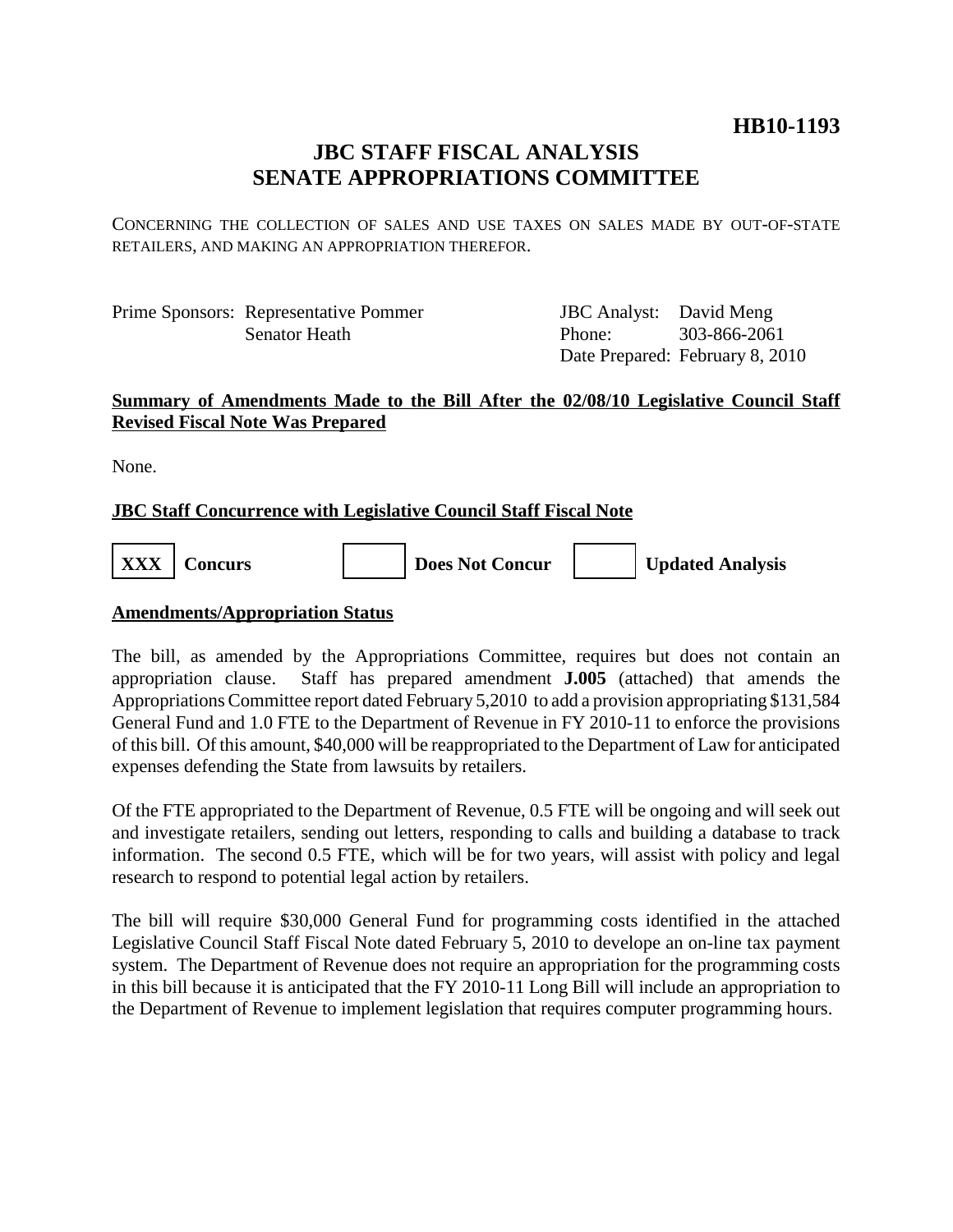**HB10-1193**

# JBC STAFF FISCAL ANALYSIS
# SENATE APPROPRIATIONS COMMITTEE

CONCERNING THE COLLECTION OF SALES AND USE TAXES ON SALES MADE BY OUT-OF-STATE RETAILERS, AND MAKING AN APPROPRIATION THEREFOR.

| Prime Sponsors: | Representative Pommer | JBC Analyst: | David Meng |
|---|---|---|---|
| | Senator Heath | Phone: | 303-866-2061 |
| | | Date Prepared: | February 8, 2010 |

**Summary of Amendments Made to the Bill After the 02/08/10 Legislative Council Staff Revised Fiscal Note Was Prepared**

None.

**JBC Staff Concurrence with Legislative Council Staff Fiscal Note**

| XXX | **Concurs** | | **Does Not Concur** | | **Updated Analysis** |
|---|---|---|---|---|---|

**Amendments/Appropriation Status**

The bill, as amended by the Appropriations Committee, requires but does not contain an appropriation clause. Staff has prepared amendment **J.005** (attached) that amends the Appropriations Committee report dated February 5,2010 to add a provision appropriating $131,584 General Fund and 1.0 FTE to the Department of Revenue in FY 2010-11 to enforce the provisions of this bill. Of this amount, $40,000 will be reappropriated to the Department of Law for anticipated expenses defending the State from lawsuits by retailers.

Of the FTE appropriated to the Department of Revenue, 0.5 FTE will be ongoing and will seek out and investigate retailers, sending out letters, responding to calls and building a database to track information. The second 0.5 FTE, which will be for two years, will assist with policy and legal research to respond to potential legal action by retailers.

The bill will require $30,000 General Fund for programming costs identified in the attached Legislative Council Staff Fiscal Note dated February 5, 2010 to develope an on-line tax payment system. The Department of Revenue does not require an appropriation for the programming costs in this bill because it is anticipated that the FY 2010-11 Long Bill will include an appropriation to the Department of Revenue to implement legislation that requires computer programming hours.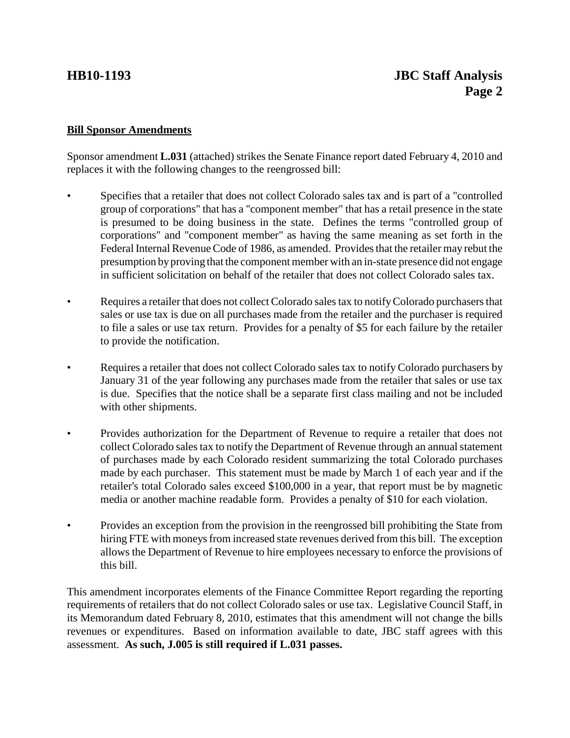**Bill Sponsor Amendments**

Sponsor amendment **L.031** (attached) strikes the Senate Finance report dated February 4, 2010 and replaces it with the following changes to the reengrossed bill:

- Specifies that a retailer that does not collect Colorado sales tax and is part of a "controlled group of corporations" that has a "component member" that has a retail presence in the state is presumed to be doing business in the state. Defines the terms "controlled group of corporations" and "component member" as having the same meaning as set forth in the Federal Internal Revenue Code of 1986, as amended. Provides that the retailer may rebut the presumption by proving that the component member with an in-state presence did not engage in sufficient solicitation on behalf of the retailer that does not collect Colorado sales tax.

- Requires a retailer that does not collect Colorado sales tax to notify Colorado purchasers that sales or use tax is due on all purchases made from the retailer and the purchaser is required to file a sales or use tax return. Provides for a penalty of $5 for each failure by the retailer to provide the notification.

- Requires a retailer that does not collect Colorado sales tax to notify Colorado purchasers by January 31 of the year following any purchases made from the retailer that sales or use tax is due. Specifies that the notice shall be a separate first class mailing and not be included with other shipments.

- Provides authorization for the Department of Revenue to require a retailer that does not collect Colorado sales tax to notify the Department of Revenue through an annual statement of purchases made by each Colorado resident summarizing the total Colorado purchases made by each purchaser. This statement must be made by March 1 of each year and if the retailer's total Colorado sales exceed $100,000 in a year, that report must be by magnetic media or another machine readable form. Provides a penalty of $10 for each violation.

- Provides an exception from the provision in the reengrossed bill prohibiting the State from hiring FTE with moneys from increased state revenues derived from this bill. The exception allows the Department of Revenue to hire employees necessary to enforce the provisions of this bill.

This amendment incorporates elements of the Finance Committee Report regarding the reporting requirements of retailers that do not collect Colorado sales or use tax. Legislative Council Staff, in its Memorandum dated February 8, 2010, estimates that this amendment will not change the bills revenues or expenditures. Based on information available to date, JBC staff agrees with this assessment. **As such, J.005 is still required if L.031 passes.**